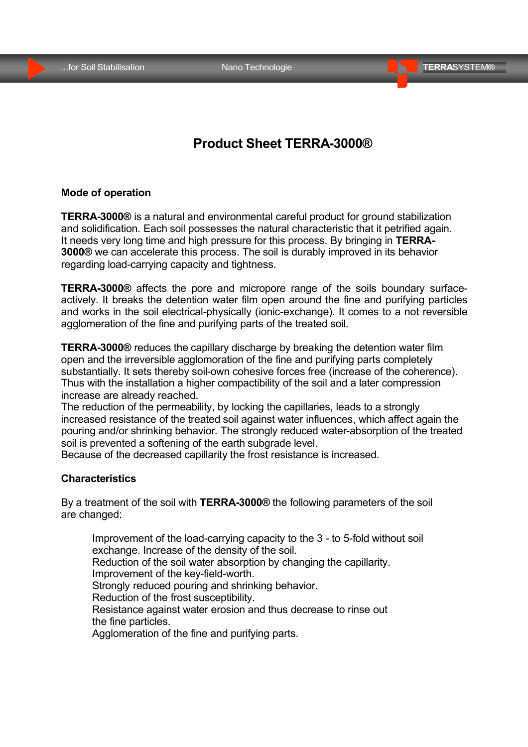# Product Sheet TERRA-3000®

## Mode of operation

**TERRA-3000®** is a natural and environmental careful product for ground stabilization and solidification. Each soil possesses the natural characteristic that it petrified again. It needs very long time and high pressure for this process. By bringing in **TERRA-3000®** we can accelerate this process. The soil is durably improved in its behavior regarding load-carrying capacity and tightness.

**TERRA-3000®** affects the pore and micropore range of the soils boundary surface-actively. It breaks the detention water film open around the fine and purifying particles and works in the soil electrical-physically (ionic-exchange). It comes to a not reversible agglomeration of the fine and purifying parts of the treated soil.

**TERRA-3000®** reduces the capillary discharge by breaking the detention water film open and the irreversible agglomoration of the fine and purifying parts completely substantially. It sets thereby soil-own cohesive forces free (increase of the coherence). Thus with the installation a higher compactibility of the soil and a later compression increase are already reached.
The reduction of the permeability, by locking the capillaries, leads to a strongly increased resistance of the treated soil against water influences, which affect again the pouring and/or shrinking behavior. The strongly reduced water-absorption of the treated soil is prevented a softening of the earth subgrade level.
Because of the decreased capillarity the frost resistance is increased.

## Characteristics

By a treatment of the soil with **TERRA-3000®** the following parameters of the soil are changed:

Improvement of the load-carrying capacity to the 3 - to 5-fold without soil exchange. Increase of the density of the soil.
Reduction of the soil water absorption by changing the capillarity.
Improvement of the key-field-worth.
Strongly reduced pouring and shrinking behavior.
Reduction of the frost susceptibility.
Resistance against water erosion and thus decrease to rinse out the fine particles.
Agglomeration of the fine and purifying parts.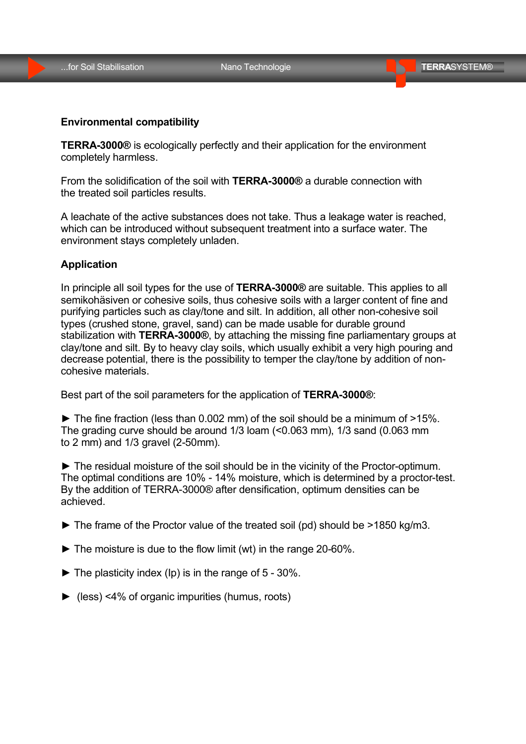## Environmental compatibility

**TERRA-3000®** is ecologically perfectly and their application for the environment completely harmless.

From the solidification of the soil with **TERRA-3000®** a durable connection with the treated soil particles results.

A leachate of the active substances does not take. Thus a leakage water is reached, which can be introduced without subsequent treatment into a surface water. The environment stays completely unladen.

## Application

In principle all soil types for the use of **TERRA-3000®** are suitable. This applies to all semikohäsiven or cohesive soils, thus cohesive soils with a larger content of fine and purifying particles such as clay/tone and silt. In addition, all other non-cohesive soil types (crushed stone, gravel, sand) can be made usable for durable ground stabilization with **TERRA-3000®**, by attaching the missing fine parliamentary groups at clay/tone and silt. By to heavy clay soils, which usually exhibit a very high pouring and decrease potential, there is the possibility to temper the clay/tone by addition of non-cohesive materials.

Best part of the soil parameters for the application of **TERRA-3000®**:

► The fine fraction (less than 0.002 mm) of the soil should be a minimum of >15%. The grading curve should be around 1/3 loam (<0.063 mm), 1/3 sand (0.063 mm to 2 mm) and 1/3 gravel (2-50mm).

► The residual moisture of the soil should be in the vicinity of the Proctor-optimum. The optimal conditions are 10% - 14% moisture, which is determined by a proctor-test. By the addition of TERRA-3000® after densification, optimum densities can be achieved.

► The frame of the Proctor value of the treated soil (pd) should be >1850 kg/m3.

► The moisture is due to the flow limit (wt) in the range 20-60%.

► The plasticity index (Ip) is in the range of 5 - 30%.

► (less) <4% of organic impurities (humus, roots)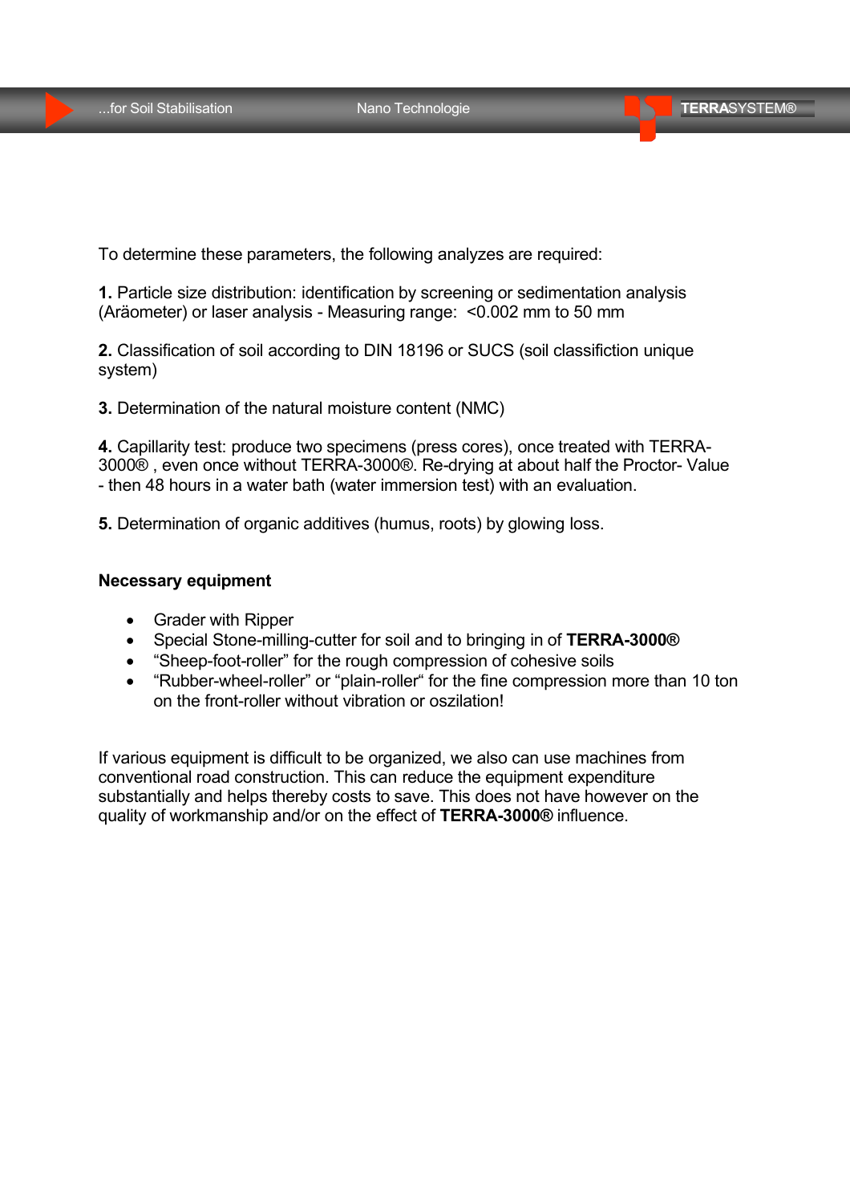To determine these parameters, the following analyzes are required:

**1.** Particle size distribution: identification by screening or sedimentation analysis (Aräometer) or laser analysis - Measuring range: <0.002 mm to 50 mm

**2.** Classification of soil according to DIN 18196 or SUCS (soil classifiction unique system)

**3.** Determination of the natural moisture content (NMC)

**4.** Capillarity test: produce two specimens (press cores), once treated with TERRA-3000® , even once without TERRA-3000®. Re-drying at about half the Proctor- Value - then 48 hours in a water bath (water immersion test) with an evaluation.

**5.** Determination of organic additives (humus, roots) by glowing loss.

**Necessary equipment**

- Grader with Ripper
- Special Stone-milling-cutter for soil and to bringing in of **TERRA-3000®**
- “Sheep-foot-roller” for the rough compression of cohesive soils
- “Rubber-wheel-roller” or “plain-roller“ for the fine compression more than 10 ton on the front-roller without vibration or oszilation!

If various equipment is difficult to be organized, we also can use machines from conventional road construction. This can reduce the equipment expenditure substantially and helps thereby costs to save. This does not have however on the quality of workmanship and/or on the effect of **TERRA-3000®** influence.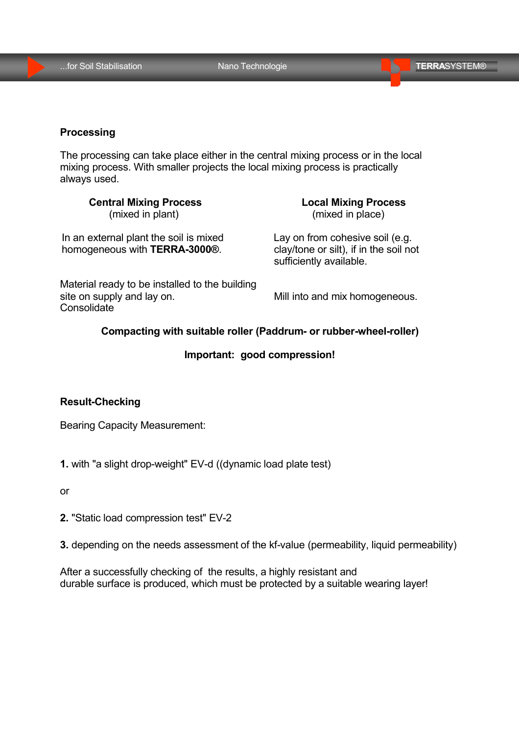## Processing

The processing can take place either in the central mixing process or in the local mixing process. With smaller projects the local mixing process is practically always used.

| Central Mixing Process (mixed in plant) | Local Mixing Process (mixed in place) |
| --- | --- |
| In an external plant the soil is mixed homogeneous with **TERRA-3000®**. | Lay on from cohesive soil (e.g. clay/tone or silt), if in the soil not sufficiently available. |
| Material ready to be installed to the building site on supply and lay on. Consolidate | Mill into and mix homogeneous. |

**Compacting with suitable roller (Paddrum- or rubber-wheel-roller)**

**Important: good compression!**

## Result-Checking

Bearing Capacity Measurement:

**1.** with "a slight drop-weight" EV-d ((dynamic load plate test)

or

**2.** "Static load compression test" EV-2

**3.** depending on the needs assessment of the kf-value (permeability, liquid permeability)

After a successfully checking of the results, a highly resistant and durable surface is produced, which must be protected by a suitable wearing layer!